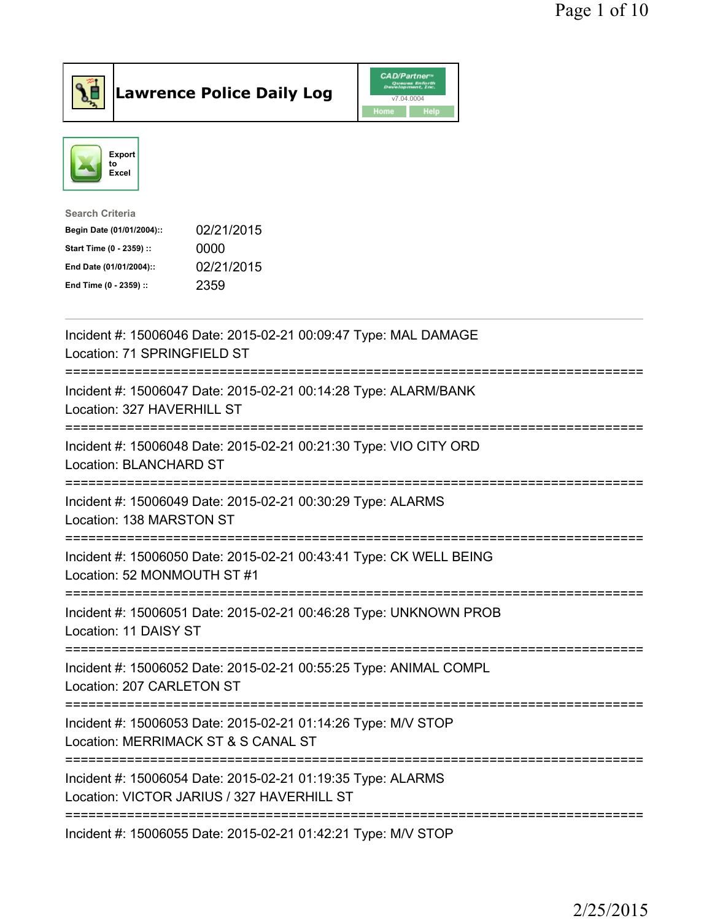# Lawrence Police Daily Log

Export to Excel

Search Criteria

| | |
|---|---|
| Begin Date (01/01/2004):: | 02/21/2015 |
| Start Time (0 - 2359) :: | 0000 |
| End Date (01/01/2004):: | 02/21/2015 |
| End Time (0 - 2359) :: | 2359 |

Incident #: 15006046 Date: 2015-02-21 00:09:47 Type: MAL DAMAGE
Location: 71 SPRINGFIELD ST
===========================================================================
Incident #: 15006047 Date: 2015-02-21 00:14:28 Type: ALARM/BANK
Location: 327 HAVERHILL ST
===========================================================================
Incident #: 15006048 Date: 2015-02-21 00:21:30 Type: VIO CITY ORD
Location: BLANCHARD ST
===========================================================================
Incident #: 15006049 Date: 2015-02-21 00:30:29 Type: ALARMS
Location: 138 MARSTON ST
===========================================================================
Incident #: 15006050 Date: 2015-02-21 00:43:41 Type: CK WELL BEING
Location: 52 MONMOUTH ST #1
===========================================================================
Incident #: 15006051 Date: 2015-02-21 00:46:28 Type: UNKNOWN PROB
Location: 11 DAISY ST
===========================================================================
Incident #: 15006052 Date: 2015-02-21 00:55:25 Type: ANIMAL COMPL
Location: 207 CARLETON ST
===========================================================================
Incident #: 15006053 Date: 2015-02-21 01:14:26 Type: M/V STOP
Location: MERRIMACK ST & S CANAL ST
===========================================================================
Incident #: 15006054 Date: 2015-02-21 01:19:35 Type: ALARMS
Location: VICTOR JARIUS / 327 HAVERHILL ST
===========================================================================
Incident #: 15006055 Date: 2015-02-21 01:42:21 Type: M/V STOP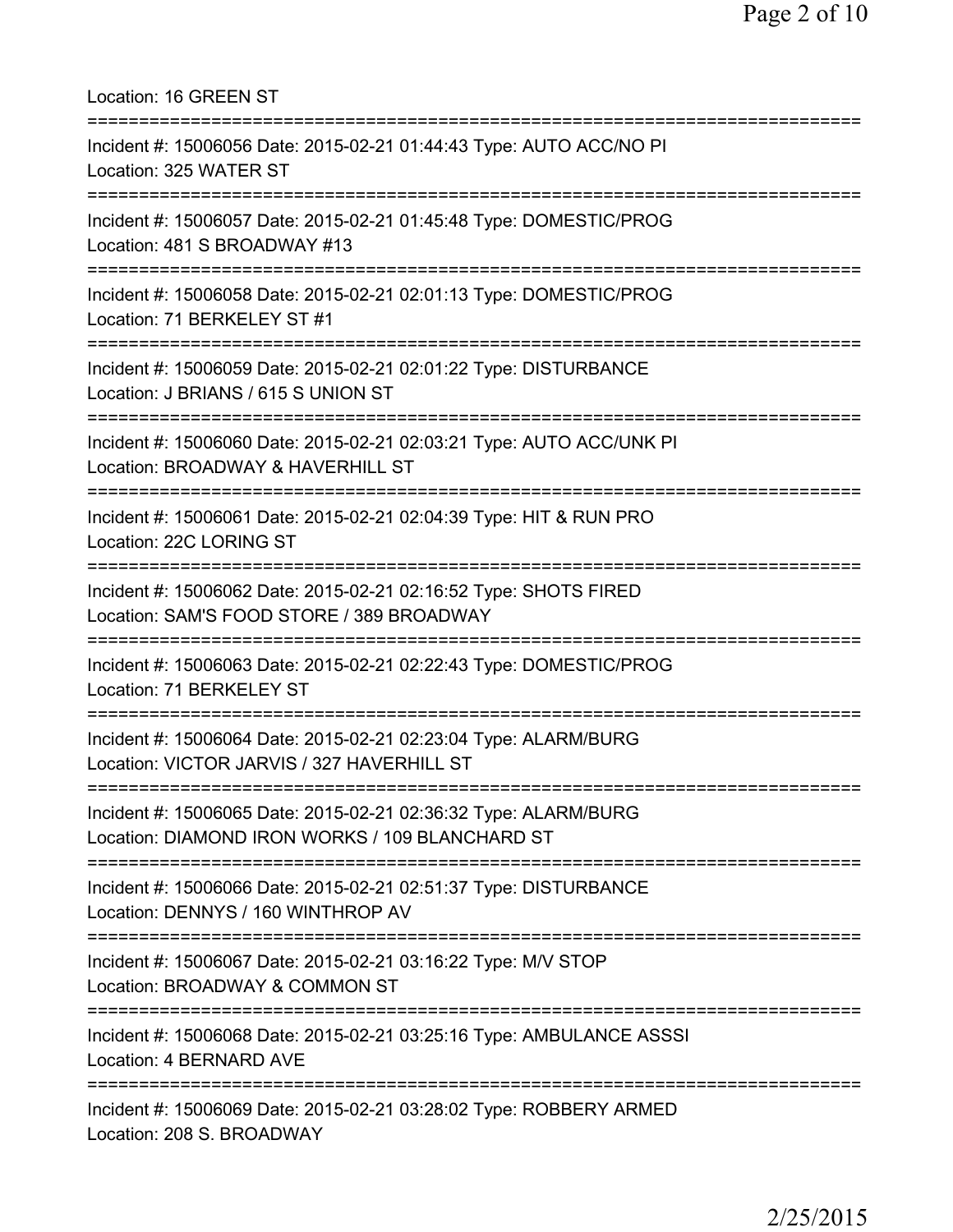Location: 16 GREEN ST

===========================================================================

Incident #: 15006056 Date: 2015-02-21 01:44:43 Type: AUTO ACC/NO PI
Location: 325 WATER ST

===========================================================================

Incident #: 15006057 Date: 2015-02-21 01:45:48 Type: DOMESTIC/PROG
Location: 481 S BROADWAY #13

===========================================================================

Incident #: 15006058 Date: 2015-02-21 02:01:13 Type: DOMESTIC/PROG
Location: 71 BERKELEY ST #1

===========================================================================

Incident #: 15006059 Date: 2015-02-21 02:01:22 Type: DISTURBANCE
Location: J BRIANS / 615 S UNION ST

===========================================================================

Incident #: 15006060 Date: 2015-02-21 02:03:21 Type: AUTO ACC/UNK PI
Location: BROADWAY & HAVERHILL ST

===========================================================================

Incident #: 15006061 Date: 2015-02-21 02:04:39 Type: HIT & RUN PRO
Location: 22C LORING ST

===========================================================================

Incident #: 15006062 Date: 2015-02-21 02:16:52 Type: SHOTS FIRED
Location: SAM'S FOOD STORE / 389 BROADWAY

===========================================================================

Incident #: 15006063 Date: 2015-02-21 02:22:43 Type: DOMESTIC/PROG
Location: 71 BERKELEY ST

===========================================================================

Incident #: 15006064 Date: 2015-02-21 02:23:04 Type: ALARM/BURG
Location: VICTOR JARVIS / 327 HAVERHILL ST

===========================================================================

Incident #: 15006065 Date: 2015-02-21 02:36:32 Type: ALARM/BURG
Location: DIAMOND IRON WORKS / 109 BLANCHARD ST

===========================================================================

Incident #: 15006066 Date: 2015-02-21 02:51:37 Type: DISTURBANCE
Location: DENNYS / 160 WINTHROP AV

===========================================================================

Incident #: 15006067 Date: 2015-02-21 03:16:22 Type: M/V STOP
Location: BROADWAY & COMMON ST

===========================================================================

Incident #: 15006068 Date: 2015-02-21 03:25:16 Type: AMBULANCE ASSSI
Location: 4 BERNARD AVE

===========================================================================

Incident #: 15006069 Date: 2015-02-21 03:28:02 Type: ROBBERY ARMED
Location: 208 S. BROADWAY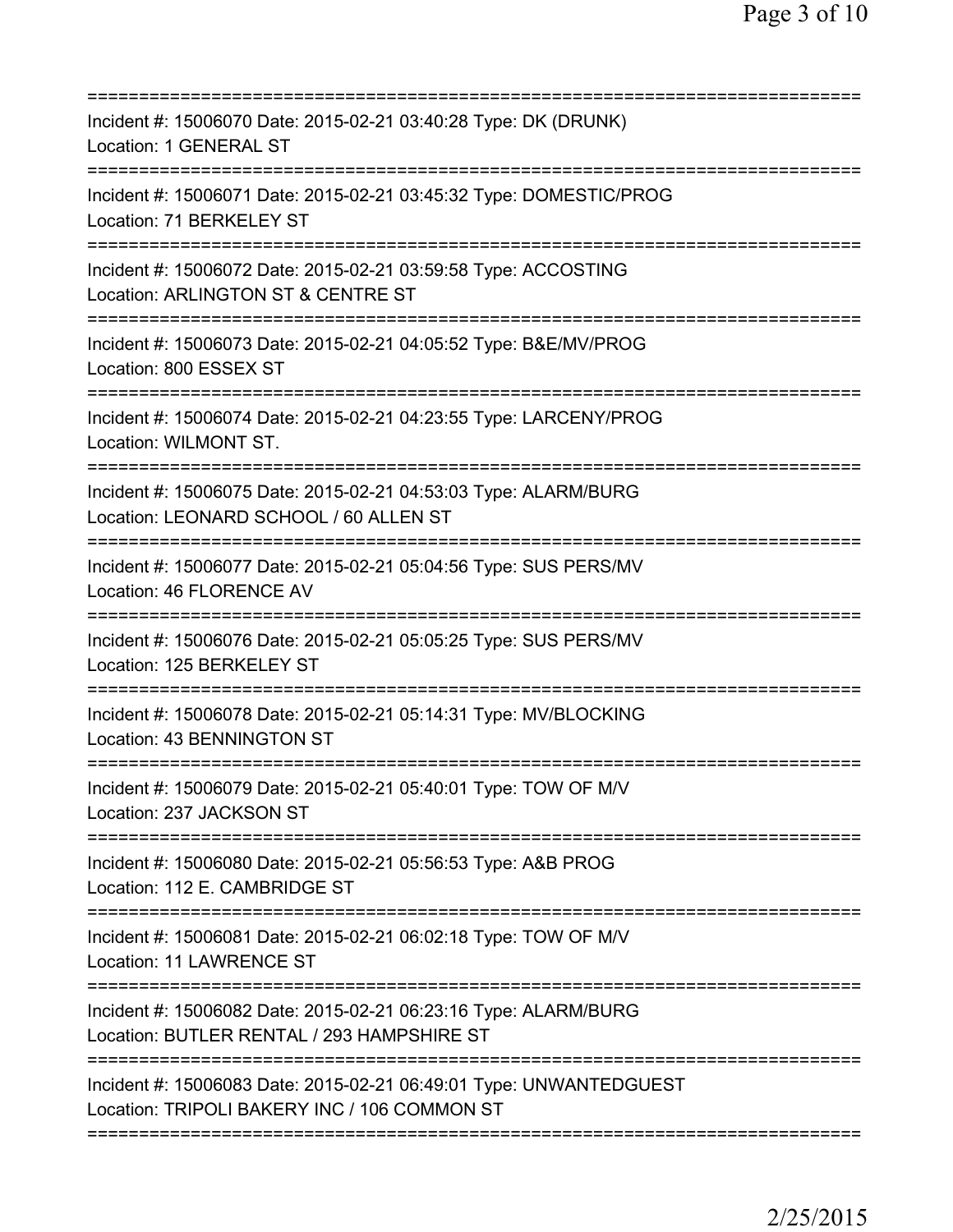===========================================================================
Incident #: 15006070 Date: 2015-02-21 03:40:28 Type: DK (DRUNK)
Location: 1 GENERAL ST
===========================================================================
Incident #: 15006071 Date: 2015-02-21 03:45:32 Type: DOMESTIC/PROG
Location: 71 BERKELEY ST
===========================================================================
Incident #: 15006072 Date: 2015-02-21 03:59:58 Type: ACCOSTING
Location: ARLINGTON ST & CENTRE ST
===========================================================================
Incident #: 15006073 Date: 2015-02-21 04:05:52 Type: B&E/MV/PROG
Location: 800 ESSEX ST
===========================================================================
Incident #: 15006074 Date: 2015-02-21 04:23:55 Type: LARCENY/PROG
Location: WILMONT ST.
===========================================================================
Incident #: 15006075 Date: 2015-02-21 04:53:03 Type: ALARM/BURG
Location: LEONARD SCHOOL / 60 ALLEN ST
===========================================================================
Incident #: 15006077 Date: 2015-02-21 05:04:56 Type: SUS PERS/MV
Location: 46 FLORENCE AV
===========================================================================
Incident #: 15006076 Date: 2015-02-21 05:05:25 Type: SUS PERS/MV
Location: 125 BERKELEY ST
===========================================================================
Incident #: 15006078 Date: 2015-02-21 05:14:31 Type: MV/BLOCKING
Location: 43 BENNINGTON ST
===========================================================================
Incident #: 15006079 Date: 2015-02-21 05:40:01 Type: TOW OF M/V
Location: 237 JACKSON ST
===========================================================================
Incident #: 15006080 Date: 2015-02-21 05:56:53 Type: A&B PROG
Location: 112 E. CAMBRIDGE ST
===========================================================================
Incident #: 15006081 Date: 2015-02-21 06:02:18 Type: TOW OF M/V
Location: 11 LAWRENCE ST
===========================================================================
Incident #: 15006082 Date: 2015-02-21 06:23:16 Type: ALARM/BURG
Location: BUTLER RENTAL / 293 HAMPSHIRE ST
===========================================================================
Incident #: 15006083 Date: 2015-02-21 06:49:01 Type: UNWANTEDGUEST
Location: TRIPOLI BAKERY INC / 106 COMMON ST
===========================================================================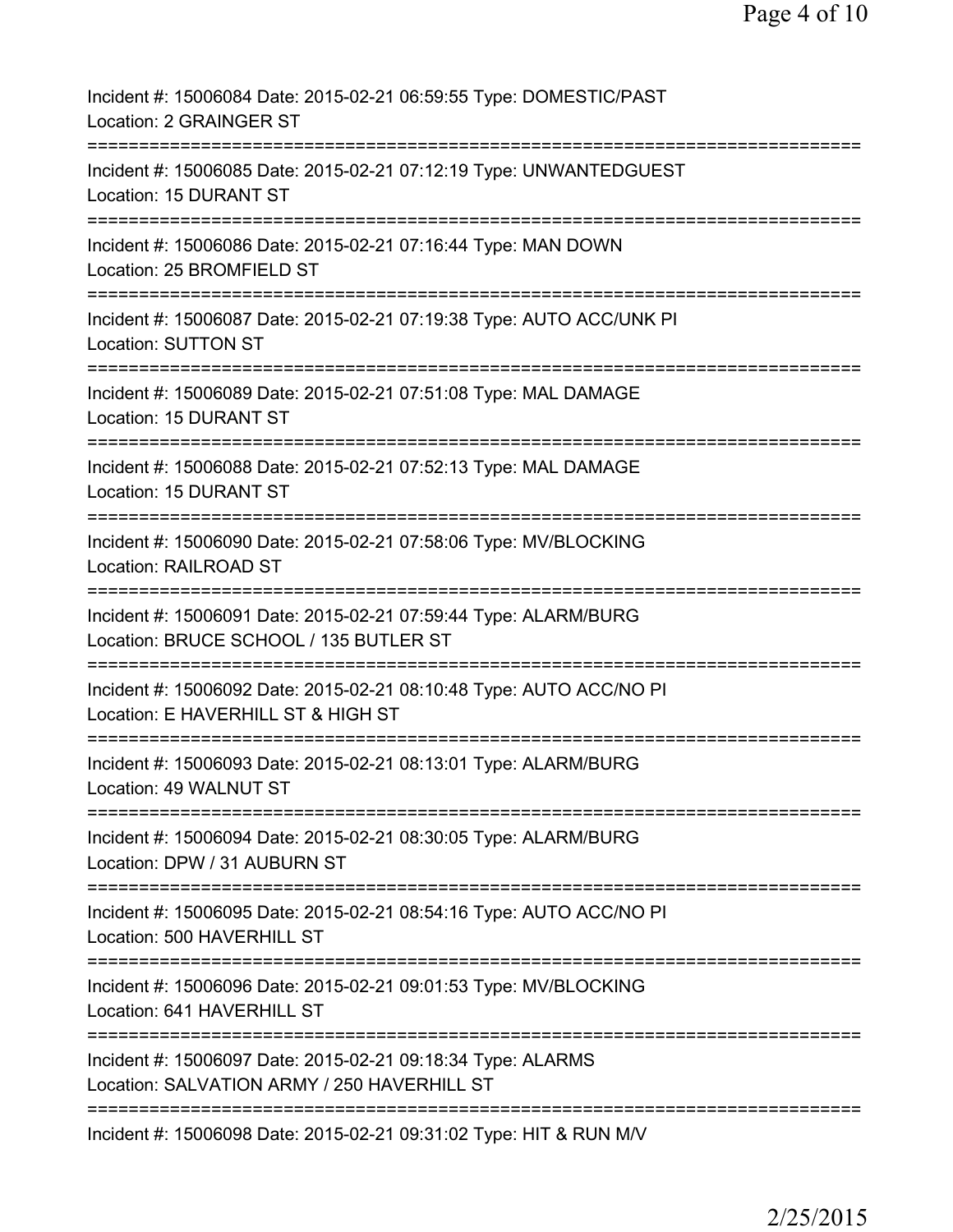Incident #: 15006084 Date: 2015-02-21 06:59:55 Type: DOMESTIC/PAST
Location: 2 GRAINGER ST
===========================================================================
Incident #: 15006085 Date: 2015-02-21 07:12:19 Type: UNWANTEDGUEST
Location: 15 DURANT ST
===========================================================================
Incident #: 15006086 Date: 2015-02-21 07:16:44 Type: MAN DOWN
Location: 25 BROMFIELD ST
===========================================================================
Incident #: 15006087 Date: 2015-02-21 07:19:38 Type: AUTO ACC/UNK PI
Location: SUTTON ST
===========================================================================
Incident #: 15006089 Date: 2015-02-21 07:51:08 Type: MAL DAMAGE
Location: 15 DURANT ST
===========================================================================
Incident #: 15006088 Date: 2015-02-21 07:52:13 Type: MAL DAMAGE
Location: 15 DURANT ST
===========================================================================
Incident #: 15006090 Date: 2015-02-21 07:58:06 Type: MV/BLOCKING
Location: RAILROAD ST
===========================================================================
Incident #: 15006091 Date: 2015-02-21 07:59:44 Type: ALARM/BURG
Location: BRUCE SCHOOL / 135 BUTLER ST
===========================================================================
Incident #: 15006092 Date: 2015-02-21 08:10:48 Type: AUTO ACC/NO PI
Location: E HAVERHILL ST & HIGH ST
===========================================================================
Incident #: 15006093 Date: 2015-02-21 08:13:01 Type: ALARM/BURG
Location: 49 WALNUT ST
===========================================================================
Incident #: 15006094 Date: 2015-02-21 08:30:05 Type: ALARM/BURG
Location: DPW / 31 AUBURN ST
===========================================================================
Incident #: 15006095 Date: 2015-02-21 08:54:16 Type: AUTO ACC/NO PI
Location: 500 HAVERHILL ST
===========================================================================
Incident #: 15006096 Date: 2015-02-21 09:01:53 Type: MV/BLOCKING
Location: 641 HAVERHILL ST
===========================================================================
Incident #: 15006097 Date: 2015-02-21 09:18:34 Type: ALARMS
Location: SALVATION ARMY / 250 HAVERHILL ST
===========================================================================
Incident #: 15006098 Date: 2015-02-21 09:31:02 Type: HIT & RUN M/V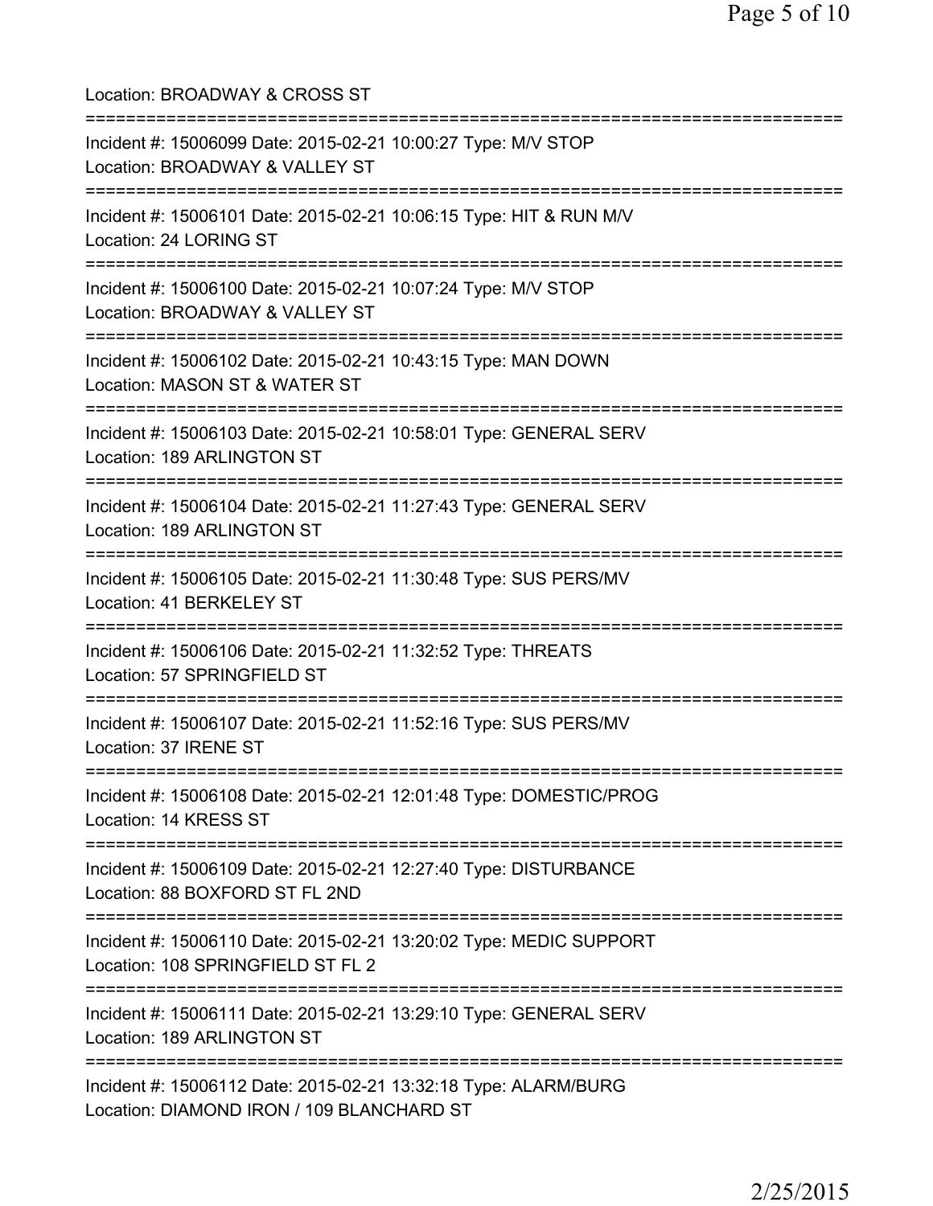Location: BROADWAY & CROSS ST

===========================================================================

Incident #: 15006099 Date: 2015-02-21 10:00:27 Type: M/V STOP
Location: BROADWAY & VALLEY ST

===========================================================================

Incident #: 15006101 Date: 2015-02-21 10:06:15 Type: HIT & RUN M/V
Location: 24 LORING ST

===========================================================================

Incident #: 15006100 Date: 2015-02-21 10:07:24 Type: M/V STOP
Location: BROADWAY & VALLEY ST

===========================================================================

Incident #: 15006102 Date: 2015-02-21 10:43:15 Type: MAN DOWN
Location: MASON ST & WATER ST

===========================================================================

Incident #: 15006103 Date: 2015-02-21 10:58:01 Type: GENERAL SERV
Location: 189 ARLINGTON ST

===========================================================================

Incident #: 15006104 Date: 2015-02-21 11:27:43 Type: GENERAL SERV
Location: 189 ARLINGTON ST

===========================================================================

Incident #: 15006105 Date: 2015-02-21 11:30:48 Type: SUS PERS/MV
Location: 41 BERKELEY ST

===========================================================================

Incident #: 15006106 Date: 2015-02-21 11:32:52 Type: THREATS
Location: 57 SPRINGFIELD ST

===========================================================================

Incident #: 15006107 Date: 2015-02-21 11:52:16 Type: SUS PERS/MV
Location: 37 IRENE ST

===========================================================================

Incident #: 15006108 Date: 2015-02-21 12:01:48 Type: DOMESTIC/PROG
Location: 14 KRESS ST

===========================================================================

Incident #: 15006109 Date: 2015-02-21 12:27:40 Type: DISTURBANCE
Location: 88 BOXFORD ST FL 2ND

===========================================================================

Incident #: 15006110 Date: 2015-02-21 13:20:02 Type: MEDIC SUPPORT
Location: 108 SPRINGFIELD ST FL 2

===========================================================================

Incident #: 15006111 Date: 2015-02-21 13:29:10 Type: GENERAL SERV
Location: 189 ARLINGTON ST

===========================================================================

Incident #: 15006112 Date: 2015-02-21 13:32:18 Type: ALARM/BURG
Location: DIAMOND IRON / 109 BLANCHARD ST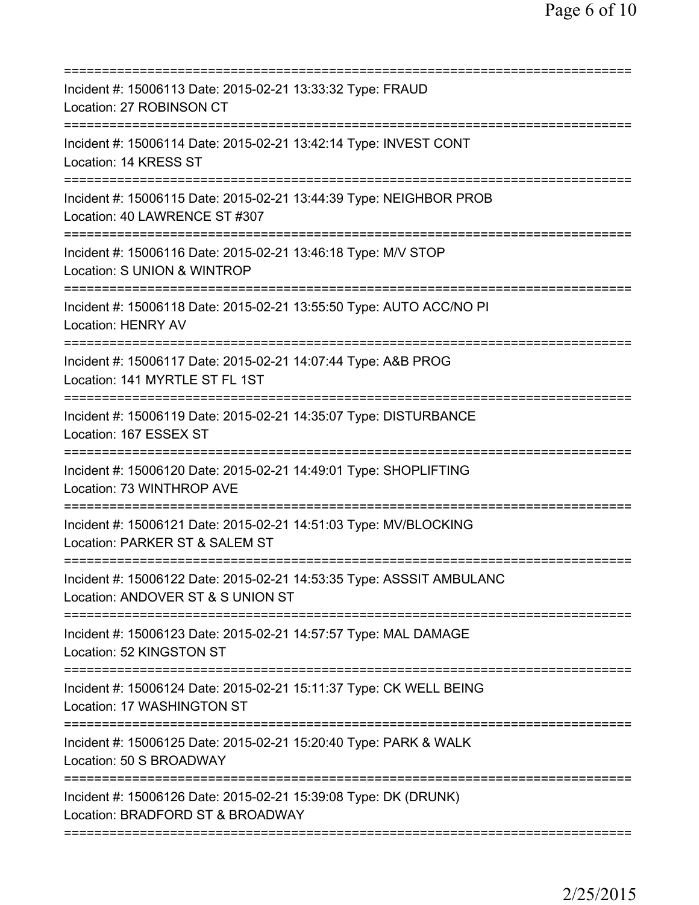==============================================================================
Incident #: 15006113 Date: 2015-02-21 13:33:32 Type: FRAUD
Location: 27 ROBINSON CT
==============================================================================
Incident #: 15006114 Date: 2015-02-21 13:42:14 Type: INVEST CONT
Location: 14 KRESS ST
==============================================================================
Incident #: 15006115 Date: 2015-02-21 13:44:39 Type: NEIGHBOR PROB
Location: 40 LAWRENCE ST #307
==============================================================================
Incident #: 15006116 Date: 2015-02-21 13:46:18 Type: M/V STOP
Location: S UNION & WINTROP
==============================================================================
Incident #: 15006118 Date: 2015-02-21 13:55:50 Type: AUTO ACC/NO PI
Location: HENRY AV
==============================================================================
Incident #: 15006117 Date: 2015-02-21 14:07:44 Type: A&B PROG
Location: 141 MYRTLE ST FL 1ST
==============================================================================
Incident #: 15006119 Date: 2015-02-21 14:35:07 Type: DISTURBANCE
Location: 167 ESSEX ST
==============================================================================
Incident #: 15006120 Date: 2015-02-21 14:49:01 Type: SHOPLIFTING
Location: 73 WINTHROP AVE
==============================================================================
Incident #: 15006121 Date: 2015-02-21 14:51:03 Type: MV/BLOCKING
Location: PARKER ST & SALEM ST
==============================================================================
Incident #: 15006122 Date: 2015-02-21 14:53:35 Type: ASSSIT AMBULANC
Location: ANDOVER ST & S UNION ST
==============================================================================
Incident #: 15006123 Date: 2015-02-21 14:57:57 Type: MAL DAMAGE
Location: 52 KINGSTON ST
==============================================================================
Incident #: 15006124 Date: 2015-02-21 15:11:37 Type: CK WELL BEING
Location: 17 WASHINGTON ST
==============================================================================
Incident #: 15006125 Date: 2015-02-21 15:20:40 Type: PARK & WALK
Location: 50 S BROADWAY
==============================================================================
Incident #: 15006126 Date: 2015-02-21 15:39:08 Type: DK (DRUNK)
Location: BRADFORD ST & BROADWAY
==============================================================================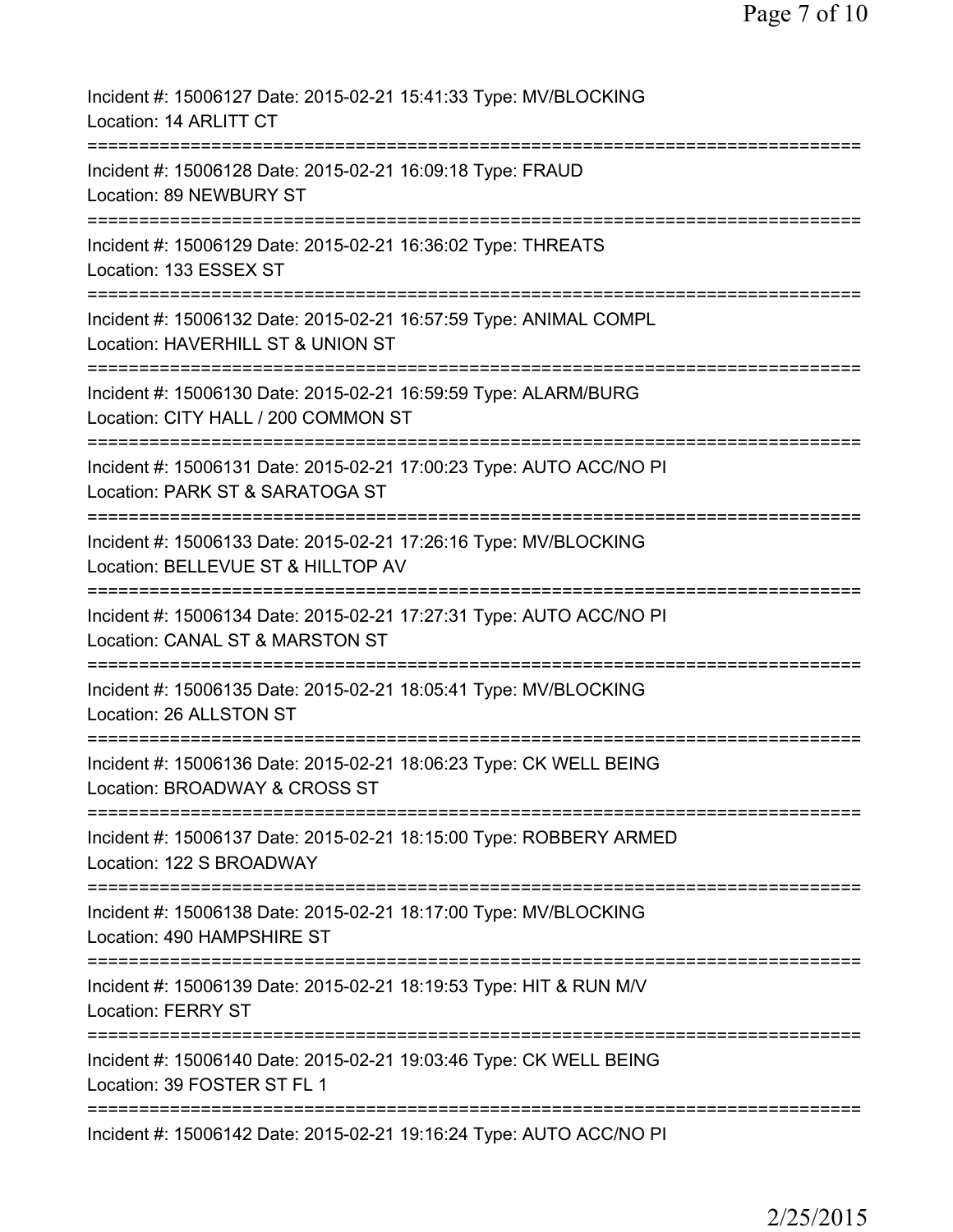Incident #: 15006127 Date: 2015-02-21 15:41:33 Type: MV/BLOCKING
Location: 14 ARLITT CT
===========================================================================
Incident #: 15006128 Date: 2015-02-21 16:09:18 Type: FRAUD
Location: 89 NEWBURY ST
===========================================================================
Incident #: 15006129 Date: 2015-02-21 16:36:02 Type: THREATS
Location: 133 ESSEX ST
===========================================================================
Incident #: 15006132 Date: 2015-02-21 16:57:59 Type: ANIMAL COMPL
Location: HAVERHILL ST & UNION ST
===========================================================================
Incident #: 15006130 Date: 2015-02-21 16:59:59 Type: ALARM/BURG
Location: CITY HALL / 200 COMMON ST
===========================================================================
Incident #: 15006131 Date: 2015-02-21 17:00:23 Type: AUTO ACC/NO PI
Location: PARK ST & SARATOGA ST
===========================================================================
Incident #: 15006133 Date: 2015-02-21 17:26:16 Type: MV/BLOCKING
Location: BELLEVUE ST & HILLTOP AV
===========================================================================
Incident #: 15006134 Date: 2015-02-21 17:27:31 Type: AUTO ACC/NO PI
Location: CANAL ST & MARSTON ST
===========================================================================
Incident #: 15006135 Date: 2015-02-21 18:05:41 Type: MV/BLOCKING
Location: 26 ALLSTON ST
===========================================================================
Incident #: 15006136 Date: 2015-02-21 18:06:23 Type: CK WELL BEING
Location: BROADWAY & CROSS ST
===========================================================================
Incident #: 15006137 Date: 2015-02-21 18:15:00 Type: ROBBERY ARMED
Location: 122 S BROADWAY
===========================================================================
Incident #: 15006138 Date: 2015-02-21 18:17:00 Type: MV/BLOCKING
Location: 490 HAMPSHIRE ST
===========================================================================
Incident #: 15006139 Date: 2015-02-21 18:19:53 Type: HIT & RUN M/V
Location: FERRY ST
===========================================================================
Incident #: 15006140 Date: 2015-02-21 19:03:46 Type: CK WELL BEING
Location: 39 FOSTER ST FL 1
===========================================================================
Incident #: 15006142 Date: 2015-02-21 19:16:24 Type: AUTO ACC/NO PI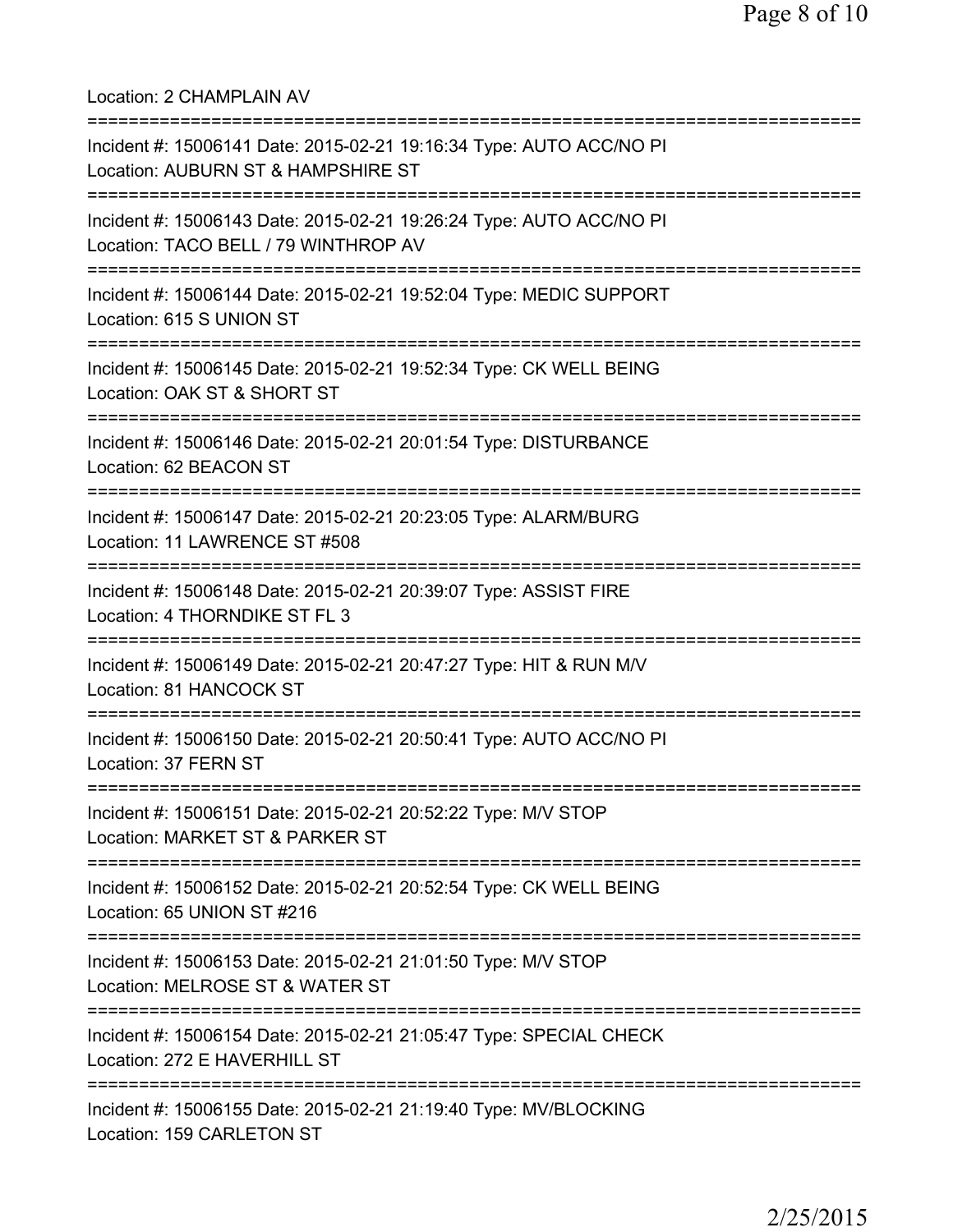Location: 2 CHAMPLAIN AV

===========================================================================

Incident #: 15006141 Date: 2015-02-21 19:16:34 Type: AUTO ACC/NO PI
Location: AUBURN ST & HAMPSHIRE ST

===========================================================================

Incident #: 15006143 Date: 2015-02-21 19:26:24 Type: AUTO ACC/NO PI
Location: TACO BELL / 79 WINTHROP AV

===========================================================================

Incident #: 15006144 Date: 2015-02-21 19:52:04 Type: MEDIC SUPPORT
Location: 615 S UNION ST

===========================================================================

Incident #: 15006145 Date: 2015-02-21 19:52:34 Type: CK WELL BEING
Location: OAK ST & SHORT ST

===========================================================================

Incident #: 15006146 Date: 2015-02-21 20:01:54 Type: DISTURBANCE
Location: 62 BEACON ST

===========================================================================

Incident #: 15006147 Date: 2015-02-21 20:23:05 Type: ALARM/BURG
Location: 11 LAWRENCE ST #508

===========================================================================

Incident #: 15006148 Date: 2015-02-21 20:39:07 Type: ASSIST FIRE
Location: 4 THORNDIKE ST FL 3

===========================================================================

Incident #: 15006149 Date: 2015-02-21 20:47:27 Type: HIT & RUN M/V
Location: 81 HANCOCK ST

===========================================================================

Incident #: 15006150 Date: 2015-02-21 20:50:41 Type: AUTO ACC/NO PI
Location: 37 FERN ST

===========================================================================

Incident #: 15006151 Date: 2015-02-21 20:52:22 Type: M/V STOP
Location: MARKET ST & PARKER ST

===========================================================================

Incident #: 15006152 Date: 2015-02-21 20:52:54 Type: CK WELL BEING
Location: 65 UNION ST #216

===========================================================================

Incident #: 15006153 Date: 2015-02-21 21:01:50 Type: M/V STOP
Location: MELROSE ST & WATER ST

===========================================================================

Incident #: 15006154 Date: 2015-02-21 21:05:47 Type: SPECIAL CHECK
Location: 272 E HAVERHILL ST

===========================================================================

Incident #: 15006155 Date: 2015-02-21 21:19:40 Type: MV/BLOCKING
Location: 159 CARLETON ST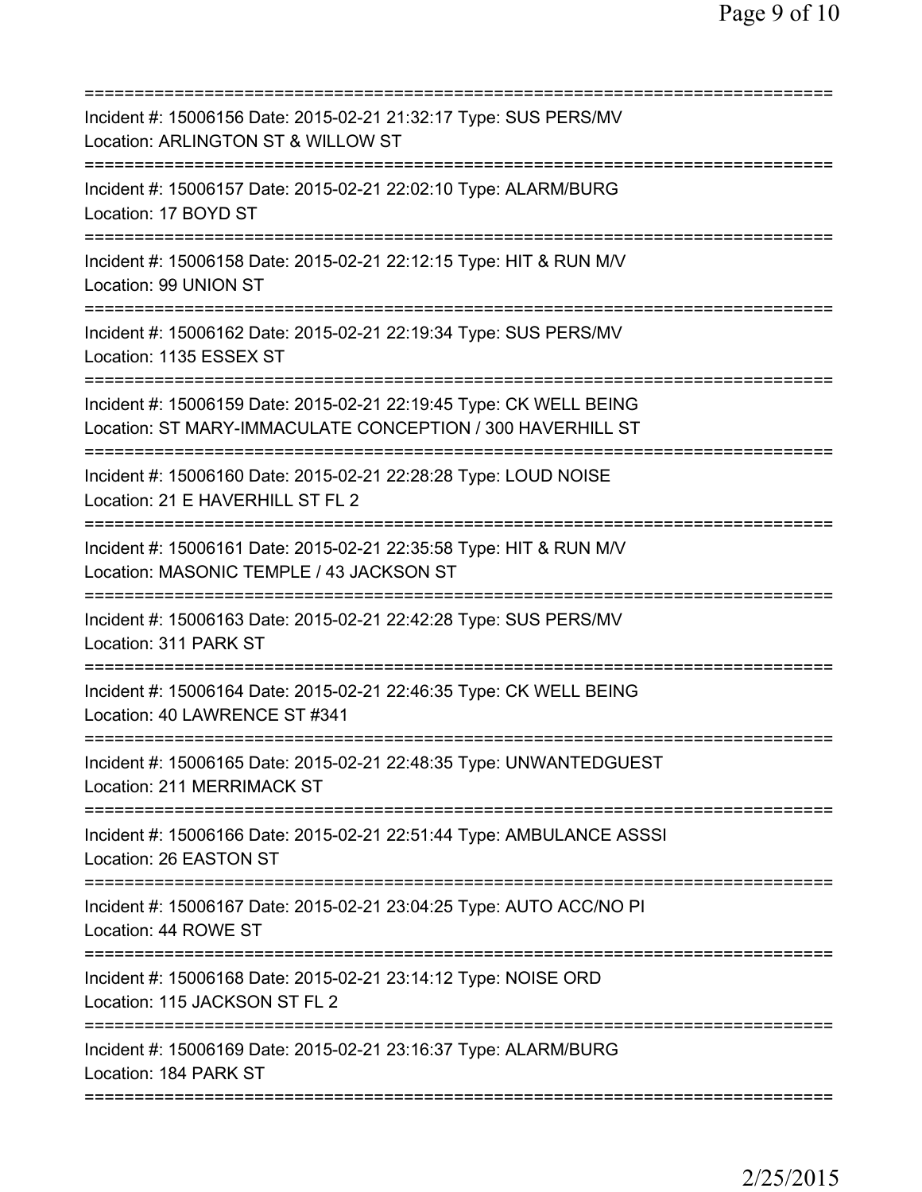===========================================================================
Incident #: 15006156 Date: 2015-02-21 21:32:17 Type: SUS PERS/MV
Location: ARLINGTON ST & WILLOW ST
===========================================================================
Incident #: 15006157 Date: 2015-02-21 22:02:10 Type: ALARM/BURG
Location: 17 BOYD ST
===========================================================================
Incident #: 15006158 Date: 2015-02-21 22:12:15 Type: HIT & RUN M/V
Location: 99 UNION ST
===========================================================================
Incident #: 15006162 Date: 2015-02-21 22:19:34 Type: SUS PERS/MV
Location: 1135 ESSEX ST
===========================================================================
Incident #: 15006159 Date: 2015-02-21 22:19:45 Type: CK WELL BEING
Location: ST MARY-IMMACULATE CONCEPTION / 300 HAVERHILL ST
===========================================================================
Incident #: 15006160 Date: 2015-02-21 22:28:28 Type: LOUD NOISE
Location: 21 E HAVERHILL ST FL 2
===========================================================================
Incident #: 15006161 Date: 2015-02-21 22:35:58 Type: HIT & RUN M/V
Location: MASONIC TEMPLE / 43 JACKSON ST
===========================================================================
Incident #: 15006163 Date: 2015-02-21 22:42:28 Type: SUS PERS/MV
Location: 311 PARK ST
===========================================================================
Incident #: 15006164 Date: 2015-02-21 22:46:35 Type: CK WELL BEING
Location: 40 LAWRENCE ST #341
===========================================================================
Incident #: 15006165 Date: 2015-02-21 22:48:35 Type: UNWANTEDGUEST
Location: 211 MERRIMACK ST
===========================================================================
Incident #: 15006166 Date: 2015-02-21 22:51:44 Type: AMBULANCE ASSSI
Location: 26 EASTON ST
===========================================================================
Incident #: 15006167 Date: 2015-02-21 23:04:25 Type: AUTO ACC/NO PI
Location: 44 ROWE ST
===========================================================================
Incident #: 15006168 Date: 2015-02-21 23:14:12 Type: NOISE ORD
Location: 115 JACKSON ST FL 2
===========================================================================
Incident #: 15006169 Date: 2015-02-21 23:16:37 Type: ALARM/BURG
Location: 184 PARK ST
===========================================================================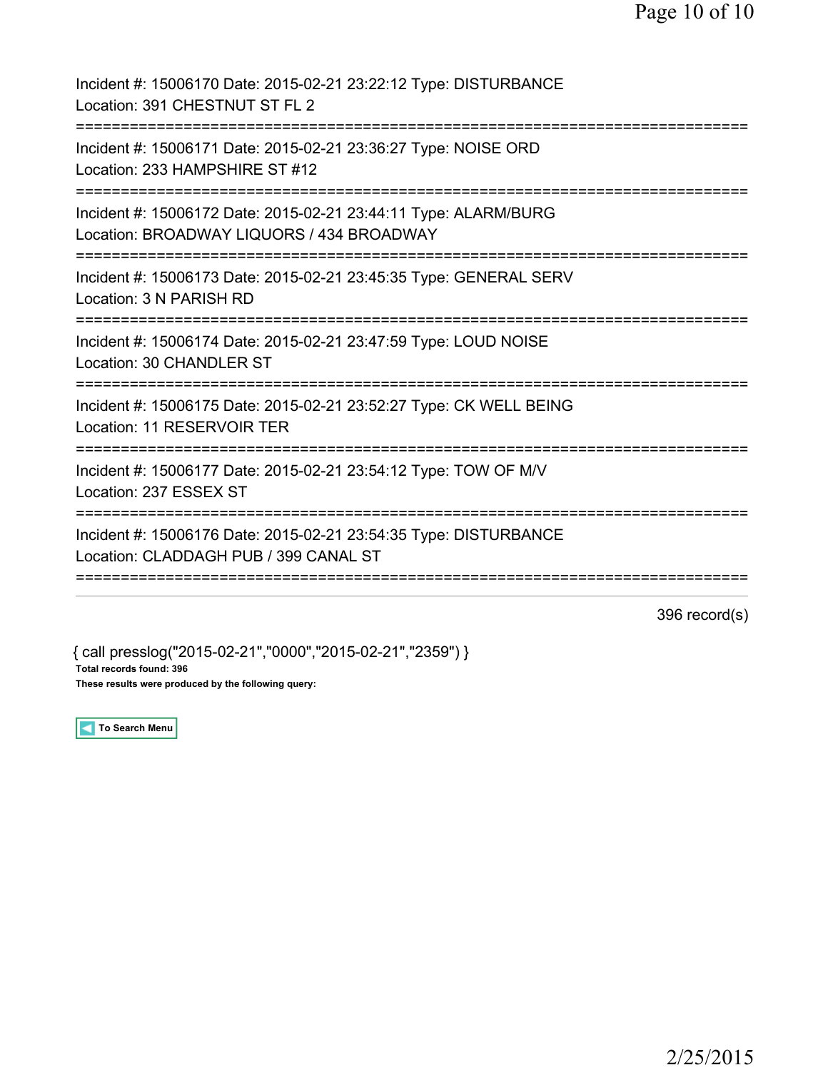Incident #: 15006170 Date: 2015-02-21 23:22:12 Type: DISTURBANCE
Location: 391 CHESTNUT ST FL 2

===========================================================================

Incident #: 15006171 Date: 2015-02-21 23:36:27 Type: NOISE ORD
Location: 233 HAMPSHIRE ST #12

===========================================================================

Incident #: 15006172 Date: 2015-02-21 23:44:11 Type: ALARM/BURG
Location: BROADWAY LIQUORS / 434 BROADWAY

===========================================================================

Incident #: 15006173 Date: 2015-02-21 23:45:35 Type: GENERAL SERV
Location: 3 N PARISH RD

===========================================================================

Incident #: 15006174 Date: 2015-02-21 23:47:59 Type: LOUD NOISE
Location: 30 CHANDLER ST

===========================================================================

Incident #: 15006175 Date: 2015-02-21 23:52:27 Type: CK WELL BEING
Location: 11 RESERVOIR TER

===========================================================================

Incident #: 15006177 Date: 2015-02-21 23:54:12 Type: TOW OF M/V
Location: 237 ESSEX ST

===========================================================================

Incident #: 15006176 Date: 2015-02-21 23:54:35 Type: DISTURBANCE
Location: CLADDAGH PUB / 399 CANAL ST

===========================================================================

396 record(s)

{ call presslog("2015-02-21","0000","2015-02-21","2359") }

**Total records found: 396**

**These results were produced by the following query:**

To Search Menu